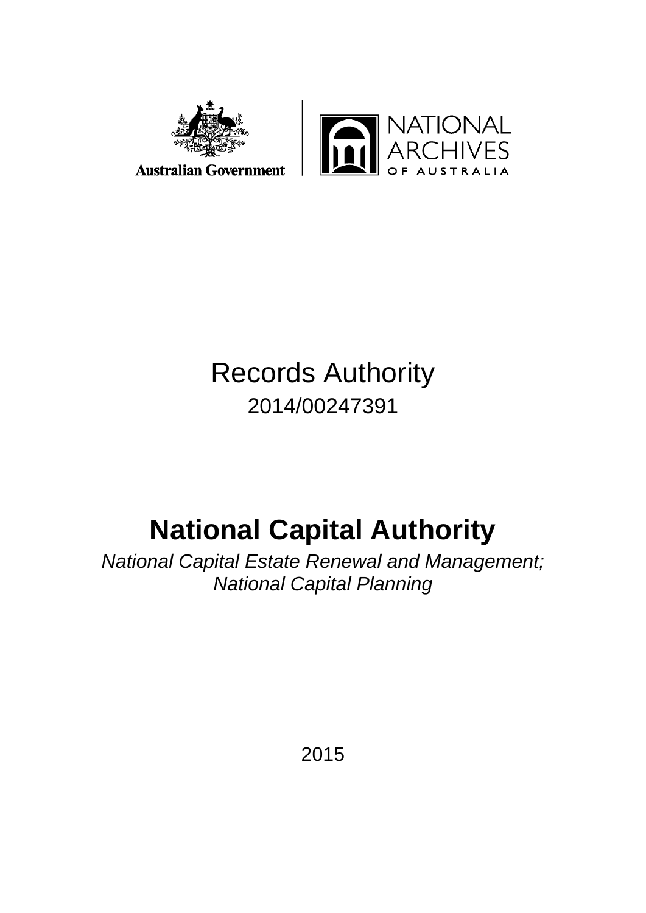Australian Government

NATIONAL ARCHIVES OF AUSTRALIA

Records Authority

2014/00247391

# National Capital Authority

*National Capital Estate Renewal and Management; National Capital Planning*

2015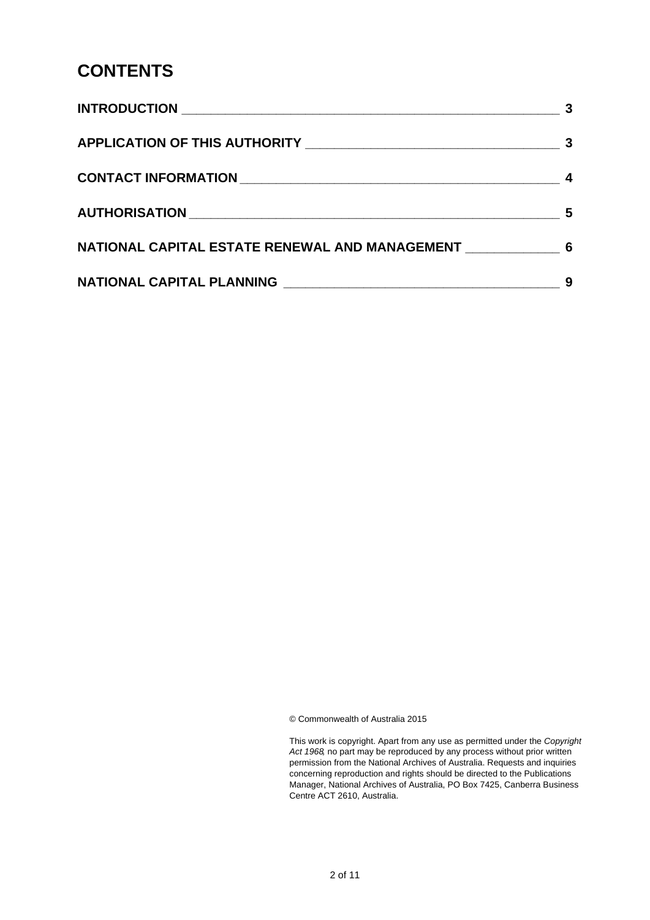# CONTENTS

| | |
|---|---|
| **INTRODUCTION** | **3** |
| **APPLICATION OF THIS AUTHORITY** | **3** |
| **CONTACT INFORMATION** | **4** |
| **AUTHORISATION** | **5** |
| **NATIONAL CAPITAL ESTATE RENEWAL AND MANAGEMENT** | **6** |
| **NATIONAL CAPITAL PLANNING** | **9** |

© Commonwealth of Australia 2015

This work is copyright. Apart from any use as permitted under the *Copyright Act 1968*, no part may be reproduced by any process without prior written permission from the National Archives of Australia. Requests and inquiries concerning reproduction and rights should be directed to the Publications Manager, National Archives of Australia, PO Box 7425, Canberra Business Centre ACT 2610, Australia.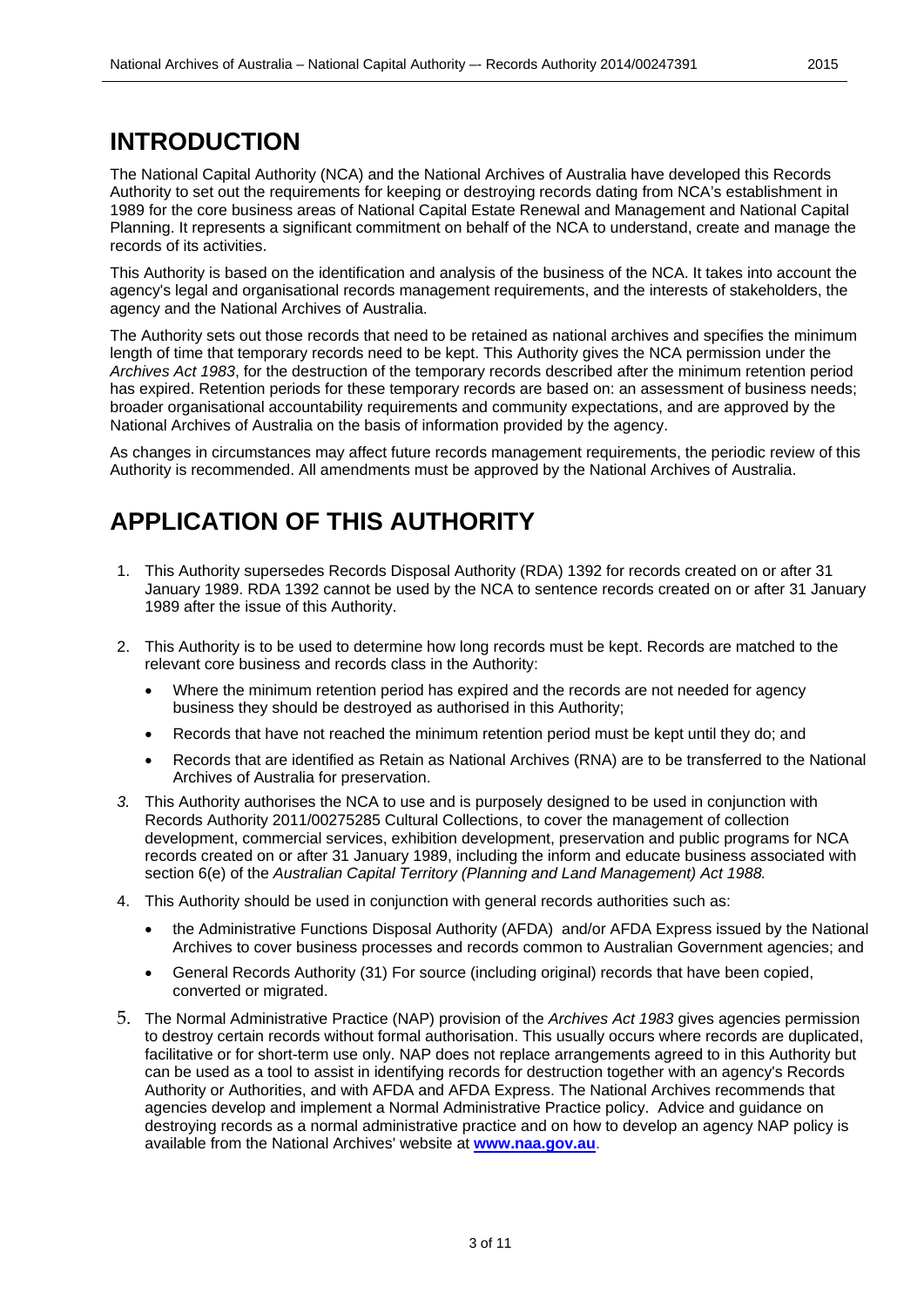# INTRODUCTION

The National Capital Authority (NCA) and the National Archives of Australia have developed this Records Authority to set out the requirements for keeping or destroying records dating from NCA's establishment in 1989 for the core business areas of National Capital Estate Renewal and Management and National Capital Planning. It represents a significant commitment on behalf of the NCA to understand, create and manage the records of its activities.

This Authority is based on the identification and analysis of the business of the NCA. It takes into account the agency's legal and organisational records management requirements, and the interests of stakeholders, the agency and the National Archives of Australia.

The Authority sets out those records that need to be retained as national archives and specifies the minimum length of time that temporary records need to be kept. This Authority gives the NCA permission under the *Archives Act 1983*, for the destruction of the temporary records described after the minimum retention period has expired. Retention periods for these temporary records are based on: an assessment of business needs; broader organisational accountability requirements and community expectations, and are approved by the National Archives of Australia on the basis of information provided by the agency.

As changes in circumstances may affect future records management requirements, the periodic review of this Authority is recommended. All amendments must be approved by the National Archives of Australia.

# APPLICATION OF THIS AUTHORITY

1. This Authority supersedes Records Disposal Authority (RDA) 1392 for records created on or after 31 January 1989. RDA 1392 cannot be used by the NCA to sentence records created on or after 31 January 1989 after the issue of this Authority.

2. This Authority is to be used to determine how long records must be kept. Records are matched to the relevant core business and records class in the Authority:
   - Where the minimum retention period has expired and the records are not needed for agency business they should be destroyed as authorised in this Authority;
   - Records that have not reached the minimum retention period must be kept until they do; and
   - Records that are identified as Retain as National Archives (RNA) are to be transferred to the National Archives of Australia for preservation.

3. This Authority authorises the NCA to use and is purposely designed to be used in conjunction with Records Authority 2011/00275285 Cultural Collections, to cover the management of collection development, commercial services, exhibition development, preservation and public programs for NCA records created on or after 31 January 1989, including the inform and educate business associated with section 6(e) of the *Australian Capital Territory (Planning and Land Management) Act 1988.*

4. This Authority should be used in conjunction with general records authorities such as:
   - the Administrative Functions Disposal Authority (AFDA) and/or AFDA Express issued by the National Archives to cover business processes and records common to Australian Government agencies; and
   - General Records Authority (31) For source (including original) records that have been copied, converted or migrated.

5. The Normal Administrative Practice (NAP) provision of the *Archives Act 1983* gives agencies permission to destroy certain records without formal authorisation. This usually occurs where records are duplicated, facilitative or for short-term use only. NAP does not replace arrangements agreed to in this Authority but can be used as a tool to assist in identifying records for destruction together with an agency's Records Authority or Authorities, and with AFDA and AFDA Express. The National Archives recommends that agencies develop and implement a Normal Administrative Practice policy. Advice and guidance on destroying records as a normal administrative practice and on how to develop an agency NAP policy is available from the National Archives' website at **www.naa.gov.au**.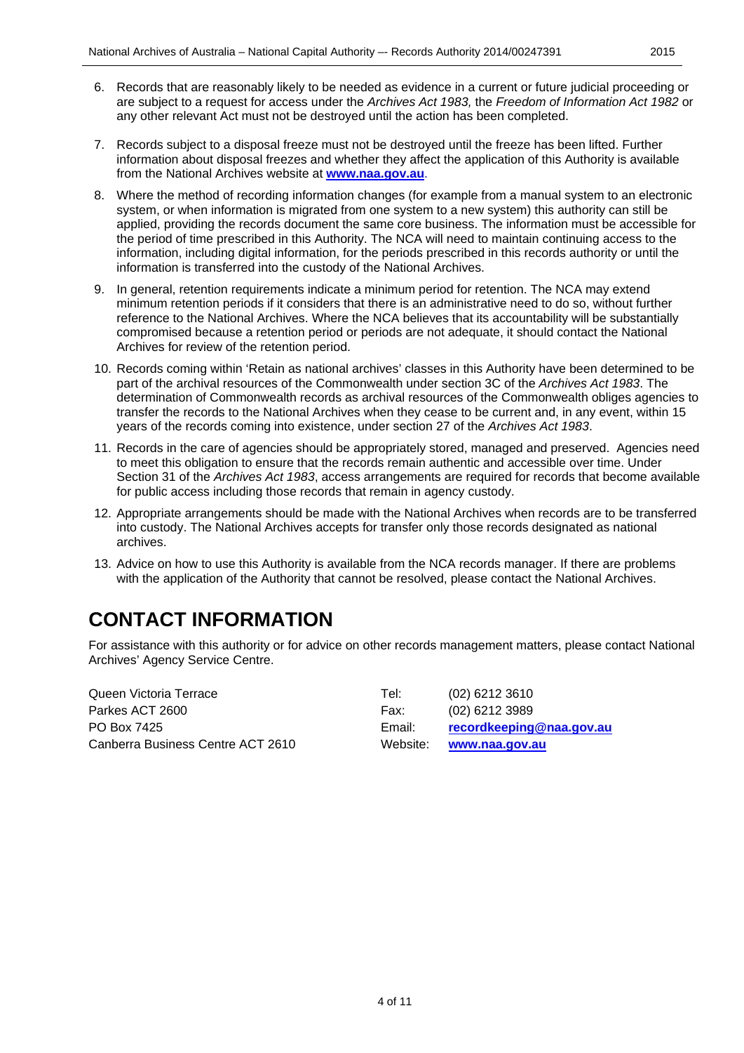6. Records that are reasonably likely to be needed as evidence in a current or future judicial proceeding or are subject to a request for access under the *Archives Act 1983,* the *Freedom of Information Act 1982* or any other relevant Act must not be destroyed until the action has been completed.

7. Records subject to a disposal freeze must not be destroyed until the freeze has been lifted. Further information about disposal freezes and whether they affect the application of this Authority is available from the National Archives website at **www.naa.gov.au**.

8. Where the method of recording information changes (for example from a manual system to an electronic system, or when information is migrated from one system to a new system) this authority can still be applied, providing the records document the same core business. The information must be accessible for the period of time prescribed in this Authority. The NCA will need to maintain continuing access to the information, including digital information, for the periods prescribed in this records authority or until the information is transferred into the custody of the National Archives.

9. In general, retention requirements indicate a minimum period for retention. The NCA may extend minimum retention periods if it considers that there is an administrative need to do so, without further reference to the National Archives. Where the NCA believes that its accountability will be substantially compromised because a retention period or periods are not adequate, it should contact the National Archives for review of the retention period.

10. Records coming within 'Retain as national archives' classes in this Authority have been determined to be part of the archival resources of the Commonwealth under section 3C of the *Archives Act 1983*. The determination of Commonwealth records as archival resources of the Commonwealth obliges agencies to transfer the records to the National Archives when they cease to be current and, in any event, within 15 years of the records coming into existence, under section 27 of the *Archives Act 1983*.

11. Records in the care of agencies should be appropriately stored, managed and preserved. Agencies need to meet this obligation to ensure that the records remain authentic and accessible over time. Under Section 31 of the *Archives Act 1983*, access arrangements are required for records that become available for public access including those records that remain in agency custody.

12. Appropriate arrangements should be made with the National Archives when records are to be transferred into custody. The National Archives accepts for transfer only those records designated as national archives.

13. Advice on how to use this Authority is available from the NCA records manager. If there are problems with the application of the Authority that cannot be resolved, please contact the National Archives.

# CONTACT INFORMATION

For assistance with this authority or for advice on other records management matters, please contact National Archives' Agency Service Centre.

Queen Victoria Terrace
Parkes ACT 2600
PO Box 7425
Canberra Business Centre ACT 2610

Tel: (02) 6212 3610
Fax: (02) 6212 3989
Email: **recordkeeping@naa.gov.au**
Website: **www.naa.gov.au**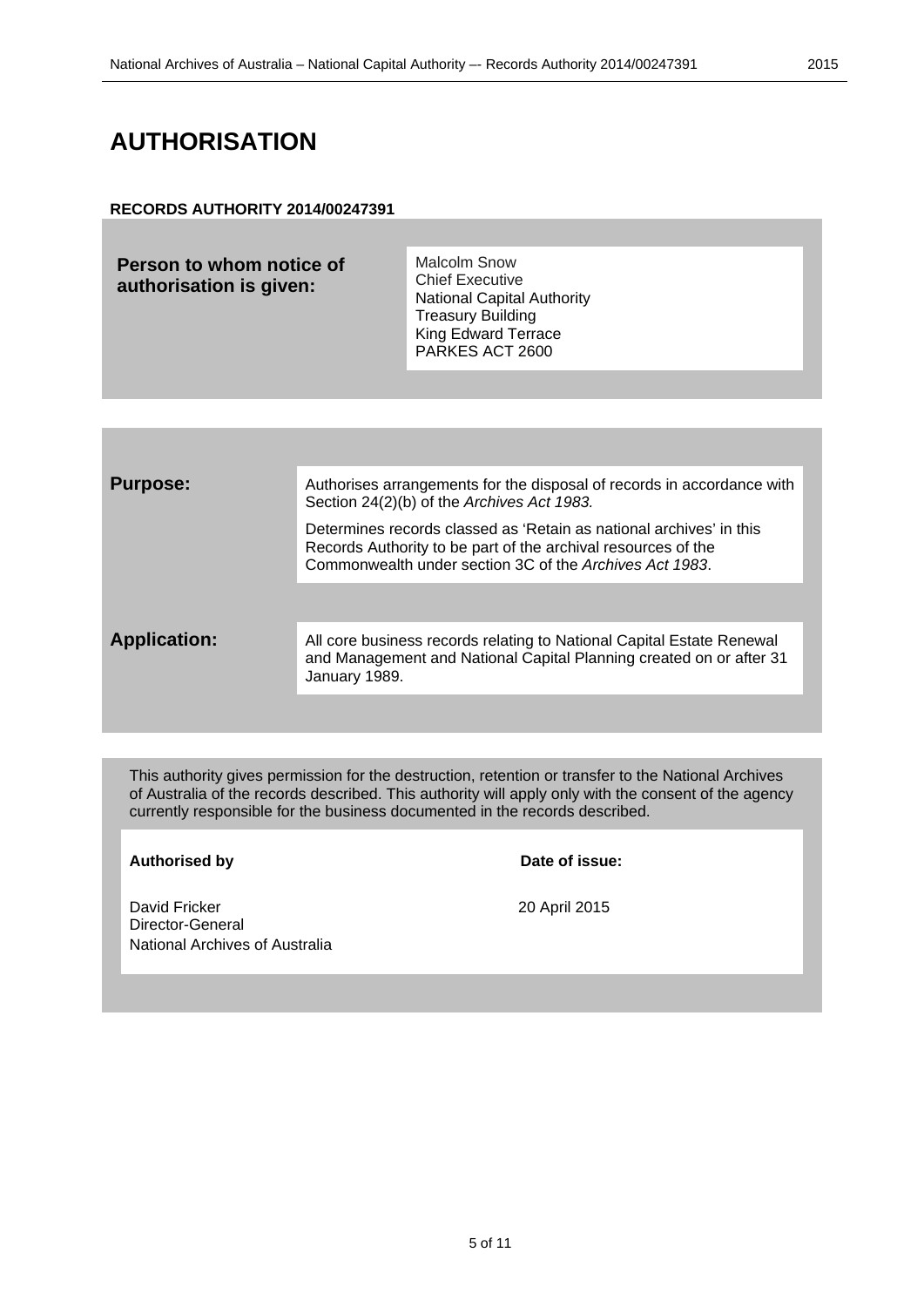# AUTHORISATION

**RECORDS AUTHORITY 2014/00247391**

| **Person to whom notice of authorisation is given:** | Malcolm Snow<br>Chief Executive<br>National Capital Authority<br>Treasury Building<br>King Edward Terrace<br>PARKES ACT 2600 |
|---|---|

| | |
|---|---|
| **Purpose:** | Authorises arrangements for the disposal of records in accordance with Section 24(2)(b) of the *Archives Act 1983.*<br><br>Determines records classed as 'Retain as national archives' in this Records Authority to be part of the archival resources of the Commonwealth under section 3C of the *Archives Act 1983*. |
| **Application:** | All core business records relating to National Capital Estate Renewal and Management and National Capital Planning created on or after 31 January 1989. |

This authority gives permission for the destruction, retention or transfer to the National Archives of Australia of the records described. This authority will apply only with the consent of the agency currently responsible for the business documented in the records described.

| **Authorised by** | **Date of issue:** |
|---|---|
| David Fricker<br>Director-General<br>National Archives of Australia | 20 April 2015 |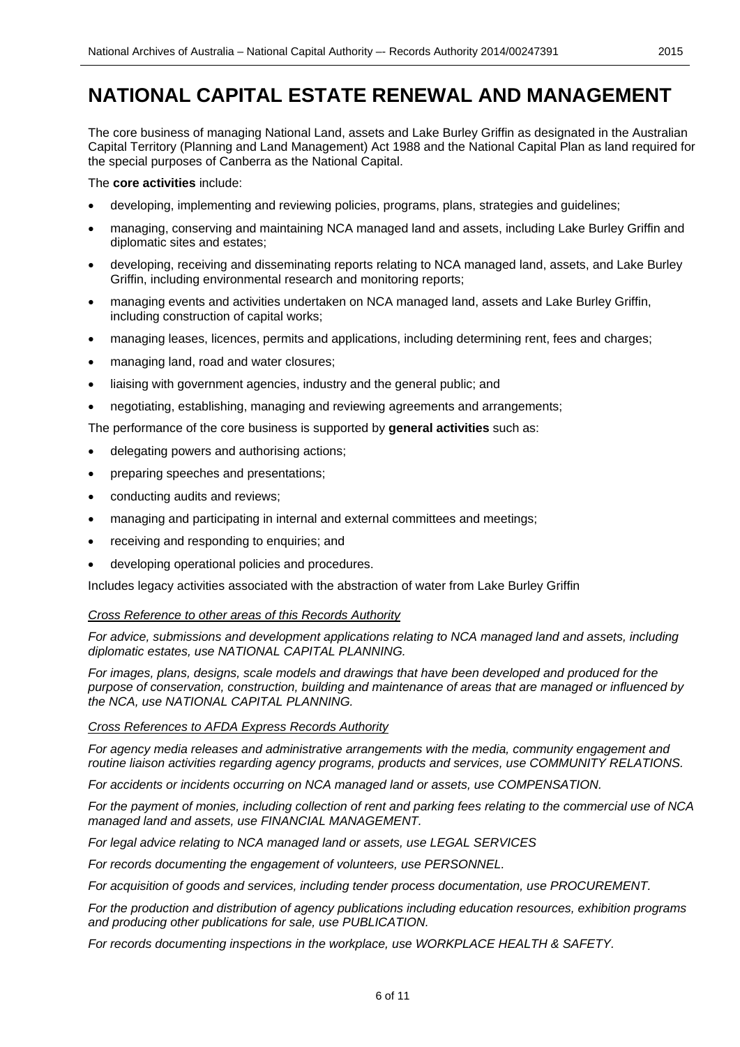# NATIONAL CAPITAL ESTATE RENEWAL AND MANAGEMENT

The core business of managing National Land, assets and Lake Burley Griffin as designated in the Australian Capital Territory (Planning and Land Management) Act 1988 and the National Capital Plan as land required for the special purposes of Canberra as the National Capital.

The **core activities** include:

- developing, implementing and reviewing policies, programs, plans, strategies and guidelines;
- managing, conserving and maintaining NCA managed land and assets, including Lake Burley Griffin and diplomatic sites and estates;
- developing, receiving and disseminating reports relating to NCA managed land, assets, and Lake Burley Griffin, including environmental research and monitoring reports;
- managing events and activities undertaken on NCA managed land, assets and Lake Burley Griffin, including construction of capital works;
- managing leases, licences, permits and applications, including determining rent, fees and charges;
- managing land, road and water closures;
- liaising with government agencies, industry and the general public; and
- negotiating, establishing, managing and reviewing agreements and arrangements;

The performance of the core business is supported by **general activities** such as:

- delegating powers and authorising actions;
- preparing speeches and presentations;
- conducting audits and reviews;
- managing and participating in internal and external committees and meetings;
- receiving and responding to enquiries; and
- developing operational policies and procedures.

Includes legacy activities associated with the abstraction of water from Lake Burley Griffin

*Cross Reference to other areas of this Records Authority*

*For advice, submissions and development applications relating to NCA managed land and assets, including diplomatic estates, use NATIONAL CAPITAL PLANNING.*

*For images, plans, designs, scale models and drawings that have been developed and produced for the purpose of conservation, construction, building and maintenance of areas that are managed or influenced by the NCA, use NATIONAL CAPITAL PLANNING.*

*Cross References to AFDA Express Records Authority*

*For agency media releases and administrative arrangements with the media, community engagement and routine liaison activities regarding agency programs, products and services, use COMMUNITY RELATIONS.*

*For accidents or incidents occurring on NCA managed land or assets, use COMPENSATION.*

*For the payment of monies, including collection of rent and parking fees relating to the commercial use of NCA managed land and assets, use FINANCIAL MANAGEMENT.*

*For legal advice relating to NCA managed land or assets, use LEGAL SERVICES*

*For records documenting the engagement of volunteers, use PERSONNEL.*

*For acquisition of goods and services, including tender process documentation, use PROCUREMENT.*

*For the production and distribution of agency publications including education resources, exhibition programs and producing other publications for sale, use PUBLICATION.*

*For records documenting inspections in the workplace, use WORKPLACE HEALTH & SAFETY.*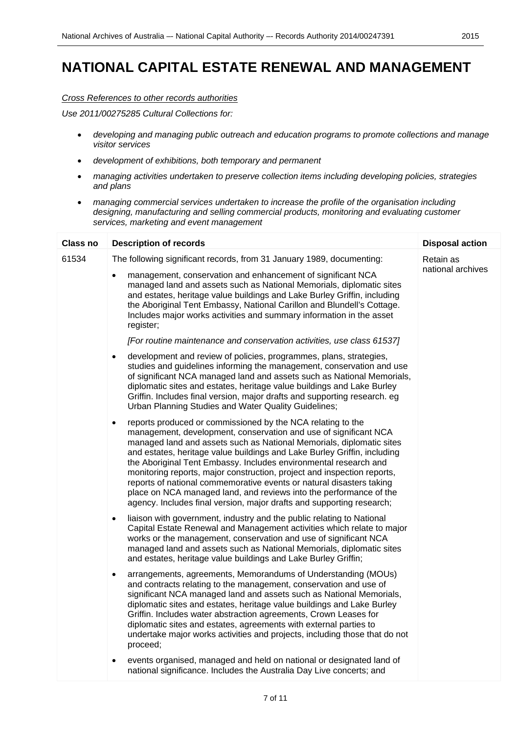# NATIONAL CAPITAL ESTATE RENEWAL AND MANAGEMENT

*Cross References to other records authorities*

*Use 2011/00275285 Cultural Collections for:*

- *developing and managing public outreach and education programs to promote collections and manage visitor services*
- *development of exhibitions, both temporary and permanent*
- *managing activities undertaken to preserve collection items including developing policies, strategies and plans*
- *managing commercial services undertaken to increase the profile of the organisation including designing, manufacturing and selling commercial products, monitoring and evaluating customer services, marketing and event management*

| Class no | Description of records | Disposal action |
|---|---|---|
| 61534 | The following significant records, from 31 January 1989, documenting:<br><br>• management, conservation and enhancement of significant NCA managed land and assets such as National Memorials, diplomatic sites and estates, heritage value buildings and Lake Burley Griffin, including the Aboriginal Tent Embassy, National Carillon and Blundell's Cottage. Includes major works activities and summary information in the asset register;<br><br>*[For routine maintenance and conservation activities, use class 61537]*<br><br>• development and review of policies, programmes, plans, strategies, studies and guidelines informing the management, conservation and use of significant NCA managed land and assets such as National Memorials, diplomatic sites and estates, heritage value buildings and Lake Burley Griffin. Includes final version, major drafts and supporting research. eg Urban Planning Studies and Water Quality Guidelines;<br><br>• reports produced or commissioned by the NCA relating to the management, development, conservation and use of significant NCA managed land and assets such as National Memorials, diplomatic sites and estates, heritage value buildings and Lake Burley Griffin, including the Aboriginal Tent Embassy. Includes environmental research and monitoring reports, major construction, project and inspection reports, reports of national commemorative events or natural disasters taking place on NCA managed land, and reviews into the performance of the agency. Includes final version, major drafts and supporting research;<br><br>• liaison with government, industry and the public relating to National Capital Estate Renewal and Management activities which relate to major works or the management, conservation and use of significant NCA managed land and assets such as National Memorials, diplomatic sites and estates, heritage value buildings and Lake Burley Griffin;<br><br>• arrangements, agreements, Memorandums of Understanding (MOUs) and contracts relating to the management, conservation and use of significant NCA managed land and assets such as National Memorials, diplomatic sites and estates, heritage value buildings and Lake Burley Griffin. Includes water abstraction agreements, Crown Leases for diplomatic sites and estates, agreements with external parties to undertake major works activities and projects, including those that do not proceed;<br><br>• events organised, managed and held on national or designated land of national significance. Includes the Australia Day Live concerts; and | Retain as national archives |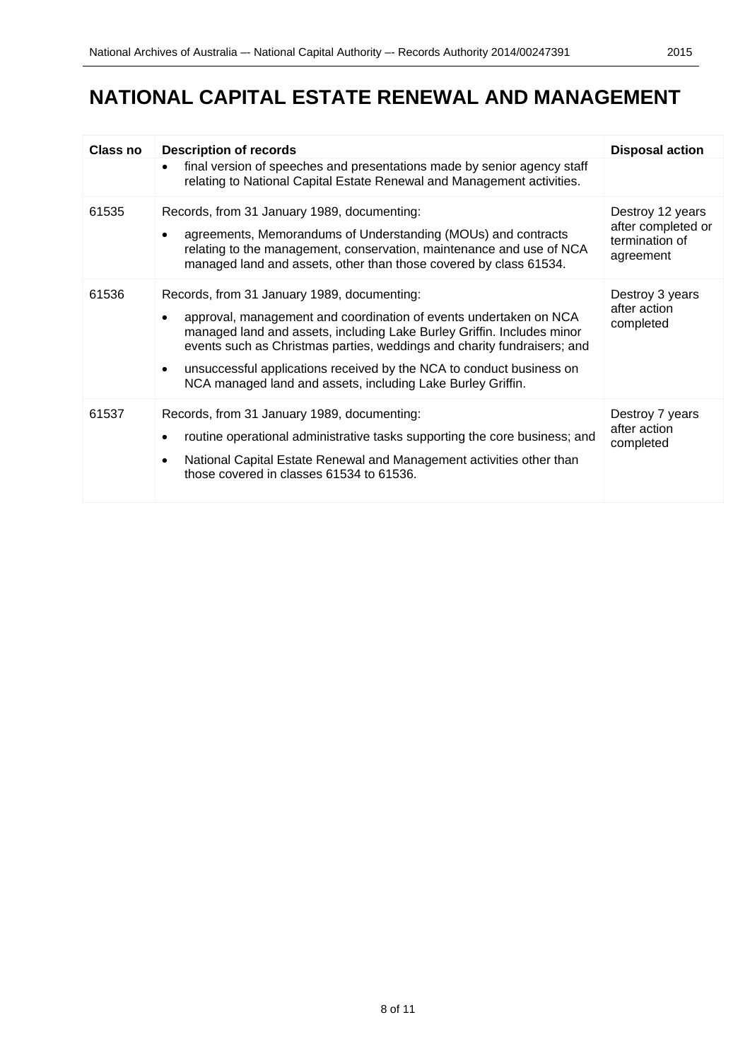# NATIONAL CAPITAL ESTATE RENEWAL AND MANAGEMENT

| Class no | Description of records | Disposal action |
|---|---|---|
| | • final version of speeches and presentations made by senior agency staff relating to National Capital Estate Renewal and Management activities. | |
| 61535 | Records, from 31 January 1989, documenting:<br>• agreements, Memorandums of Understanding (MOUs) and contracts relating to the management, conservation, maintenance and use of NCA managed land and assets, other than those covered by class 61534. | Destroy 12 years after completed or termination of agreement |
| 61536 | Records, from 31 January 1989, documenting:<br>• approval, management and coordination of events undertaken on NCA managed land and assets, including Lake Burley Griffin. Includes minor events such as Christmas parties, weddings and charity fundraisers; and<br>• unsuccessful applications received by the NCA to conduct business on NCA managed land and assets, including Lake Burley Griffin. | Destroy 3 years after action completed |
| 61537 | Records, from 31 January 1989, documenting:<br>• routine operational administrative tasks supporting the core business; and<br>• National Capital Estate Renewal and Management activities other than those covered in classes 61534 to 61536. | Destroy 7 years after action completed |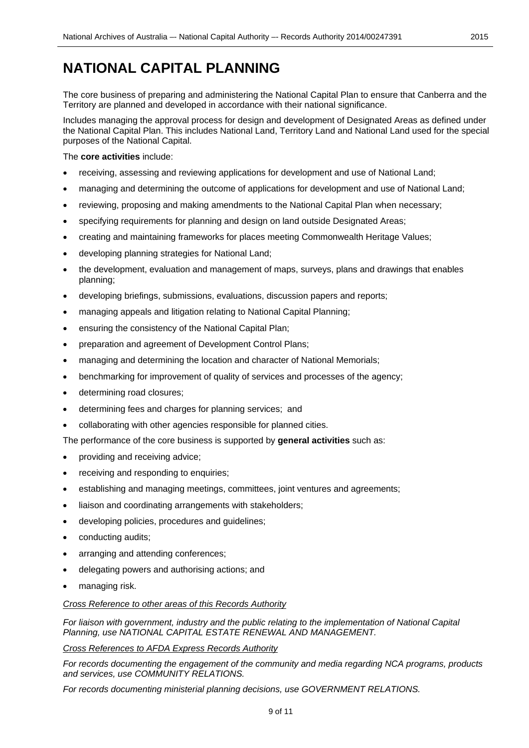# NATIONAL CAPITAL PLANNING

The core business of preparing and administering the National Capital Plan to ensure that Canberra and the Territory are planned and developed in accordance with their national significance.

Includes managing the approval process for design and development of Designated Areas as defined under the National Capital Plan. This includes National Land, Territory Land and National Land used for the special purposes of the National Capital.

The **core activities** include:

- receiving, assessing and reviewing applications for development and use of National Land;
- managing and determining the outcome of applications for development and use of National Land;
- reviewing, proposing and making amendments to the National Capital Plan when necessary;
- specifying requirements for planning and design on land outside Designated Areas;
- creating and maintaining frameworks for places meeting Commonwealth Heritage Values;
- developing planning strategies for National Land;
- the development, evaluation and management of maps, surveys, plans and drawings that enables planning;
- developing briefings, submissions, evaluations, discussion papers and reports;
- managing appeals and litigation relating to National Capital Planning;
- ensuring the consistency of the National Capital Plan;
- preparation and agreement of Development Control Plans;
- managing and determining the location and character of National Memorials;
- benchmarking for improvement of quality of services and processes of the agency;
- determining road closures;
- determining fees and charges for planning services; and
- collaborating with other agencies responsible for planned cities.

The performance of the core business is supported by **general activities** such as:

- providing and receiving advice;
- receiving and responding to enquiries;
- establishing and managing meetings, committees, joint ventures and agreements;
- liaison and coordinating arrangements with stakeholders;
- developing policies, procedures and guidelines;
- conducting audits;
- arranging and attending conferences;
- delegating powers and authorising actions; and
- managing risk.

*Cross Reference to other areas of this Records Authority*

*For liaison with government, industry and the public relating to the implementation of National Capital Planning, use NATIONAL CAPITAL ESTATE RENEWAL AND MANAGEMENT.*

*Cross References to AFDA Express Records Authority*

*For records documenting the engagement of the community and media regarding NCA programs, products and services, use COMMUNITY RELATIONS.*

*For records documenting ministerial planning decisions, use GOVERNMENT RELATIONS.*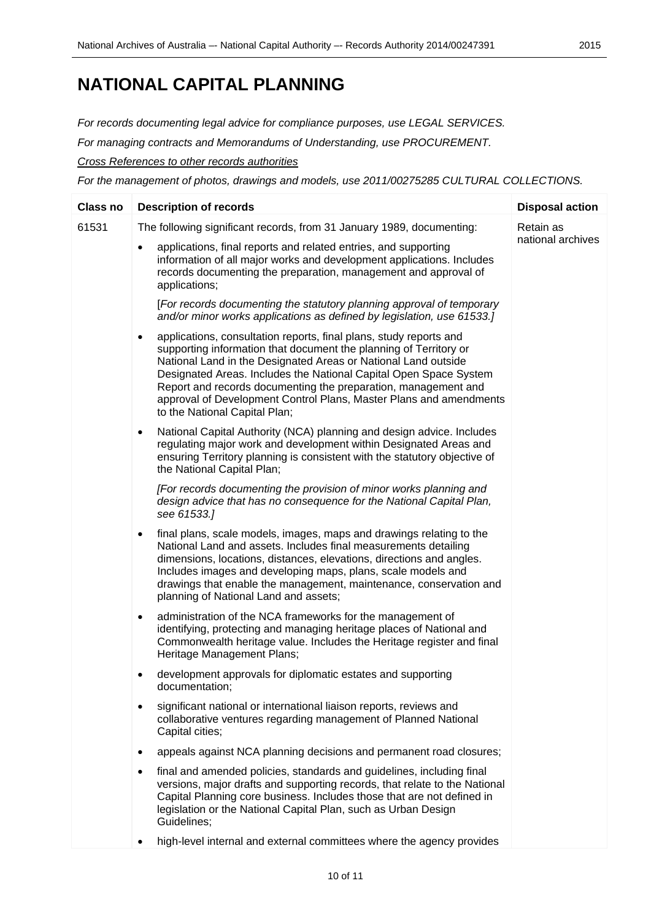# NATIONAL CAPITAL PLANNING

*For records documenting legal advice for compliance purposes, use LEGAL SERVICES.*

*For managing contracts and Memorandums of Understanding, use PROCUREMENT.*

*Cross References to other records authorities*

*For the management of photos, drawings and models, use 2011/00275285 CULTURAL COLLECTIONS.*

| Class no | Description of records | Disposal action |
|---|---|---|
| 61531 | The following significant records, from 31 January 1989, documenting:<br>• applications, final reports and related entries, and supporting information of all major works and development applications. Includes records documenting the preparation, management and approval of applications;<br>[*For records documenting the statutory planning approval of temporary and/or minor works applications as defined by legislation, use 61533.]*<br>• applications, consultation reports, final plans, study reports and supporting information that document the planning of Territory or National Land in the Designated Areas or National Land outside Designated Areas. Includes the National Capital Open Space System Report and records documenting the preparation, management and approval of Development Control Plans, Master Plans and amendments to the National Capital Plan;<br>• National Capital Authority (NCA) planning and design advice. Includes regulating major work and development within Designated Areas and ensuring Territory planning is consistent with the statutory objective of the National Capital Plan;<br>*[For records documenting the provision of minor works planning and design advice that has no consequence for the National Capital Plan, see 61533.]*<br>• final plans, scale models, images, maps and drawings relating to the National Land and assets. Includes final measurements detailing dimensions, locations, distances, elevations, directions and angles. Includes images and developing maps, plans, scale models and drawings that enable the management, maintenance, conservation and planning of National Land and assets;<br>• administration of the NCA frameworks for the management of identifying, protecting and managing heritage places of National and Commonwealth heritage value. Includes the Heritage register and final Heritage Management Plans;<br>• development approvals for diplomatic estates and supporting documentation;<br>• significant national or international liaison reports, reviews and collaborative ventures regarding management of Planned National Capital cities;<br>• appeals against NCA planning decisions and permanent road closures;<br>• final and amended policies, standards and guidelines, including final versions, major drafts and supporting records, that relate to the National Capital Planning core business. Includes those that are not defined in legislation or the National Capital Plan, such as Urban Design Guidelines;<br>• high-level internal and external committees where the agency provides | Retain as national archives |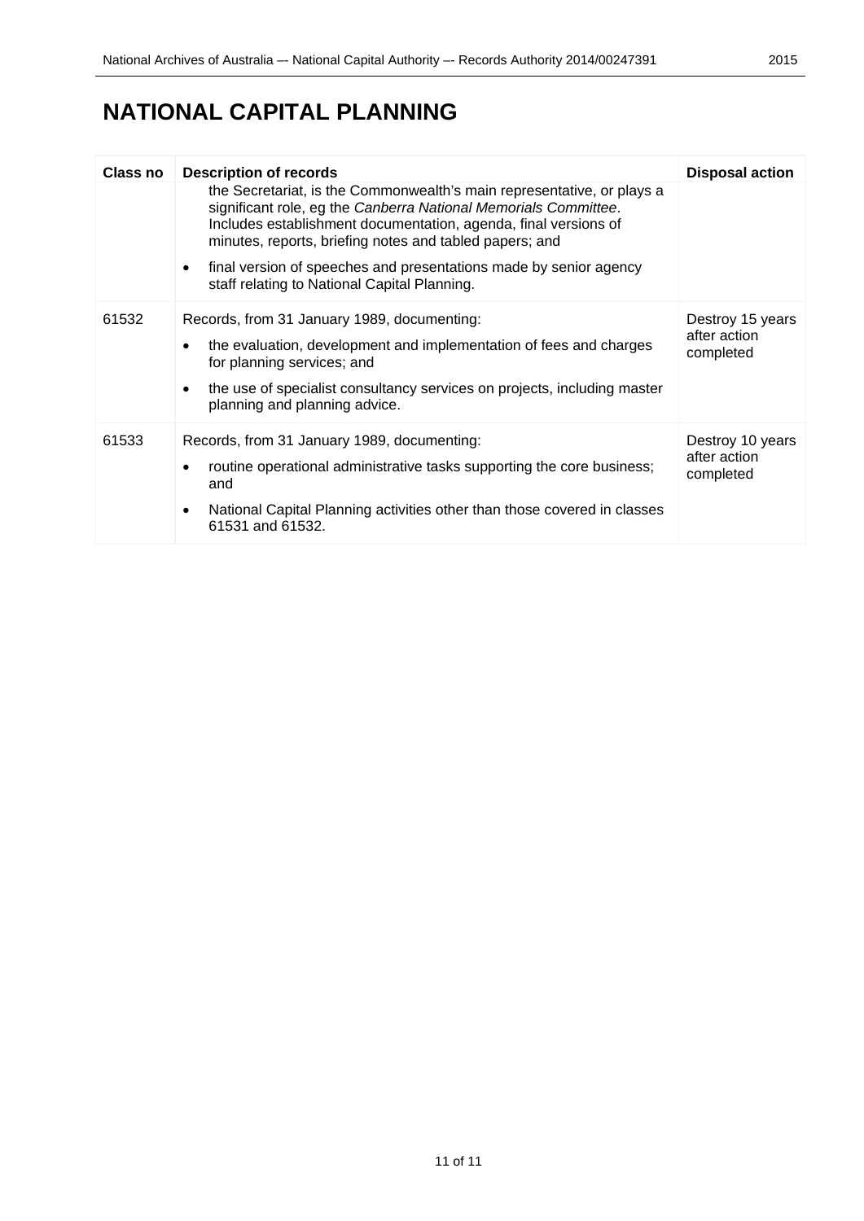# NATIONAL CAPITAL PLANNING

| Class no | Description of records | Disposal action |
|---|---|---|
| | the Secretariat, is the Commonwealth's main representative, or plays a significant role, eg the *Canberra National Memorials Committee*. Includes establishment documentation, agenda, final versions of minutes, reports, briefing notes and tabled papers; and<br>• final version of speeches and presentations made by senior agency staff relating to National Capital Planning. | |
| 61532 | Records, from 31 January 1989, documenting:<br>• the evaluation, development and implementation of fees and charges for planning services; and<br>• the use of specialist consultancy services on projects, including master planning and planning advice. | Destroy 15 years after action completed |
| 61533 | Records, from 31 January 1989, documenting:<br>• routine operational administrative tasks supporting the core business; and<br>• National Capital Planning activities other than those covered in classes 61531 and 61532. | Destroy 10 years after action completed |